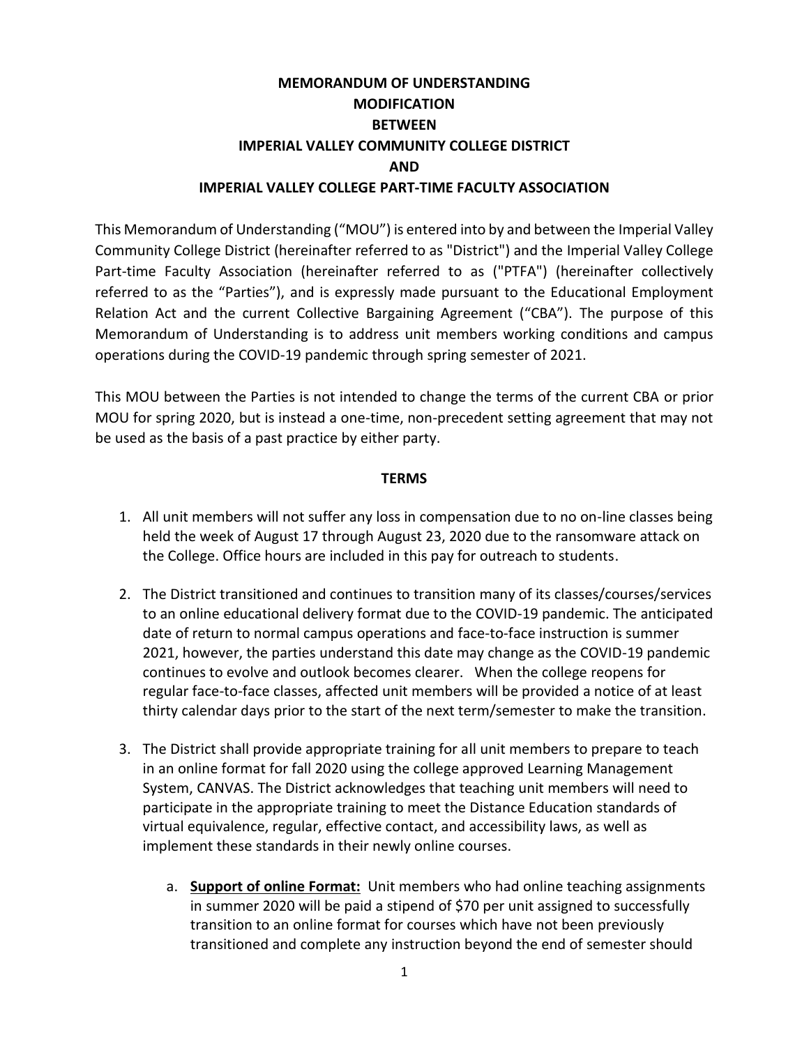# MEMORANDUM OF UNDERSTANDING MODIFICATION BETWEEN IMPERIAL VALLEY COMMUNITY COLLEGE DISTRICT AND IMPERIAL VALLEY COLLEGE PART-TIME FACULTY ASSOCIATION

This Memorandum of Understanding ("MOU") is entered into by and between the Imperial Valley Community College District (hereinafter referred to as "District") and the Imperial Valley College Part-time Faculty Association (hereinafter referred to as ("PTFA") (hereinafter collectively referred to as the "Parties"), and is expressly made pursuant to the Educational Employment Relation Act and the current Collective Bargaining Agreement ("CBA"). The purpose of this Memorandum of Understanding is to address unit members working conditions and campus operations during the COVID-19 pandemic through spring semester of 2021.

This MOU between the Parties is not intended to change the terms of the current CBA or prior MOU for spring 2020, but is instead a one-time, non-precedent setting agreement that may not be used as the basis of a past practice by either party.

## TERMS

1. All unit members will not suffer any loss in compensation due to no on-line classes being held the week of August 17 through August 23, 2020 due to the ransomware attack on the College. Office hours are included in this pay for outreach to students.

2. The District transitioned and continues to transition many of its classes/courses/services to an online educational delivery format due to the COVID-19 pandemic. The anticipated date of return to normal campus operations and face-to-face instruction is summer 2021, however, the parties understand this date may change as the COVID-19 pandemic continues to evolve and outlook becomes clearer. When the college reopens for regular face-to-face classes, affected unit members will be provided a notice of at least thirty calendar days prior to the start of the next term/semester to make the transition.

3. The District shall provide appropriate training for all unit members to prepare to teach in an online format for fall 2020 using the college approved Learning Management System, CANVAS. The District acknowledges that teaching unit members will need to participate in the appropriate training to meet the Distance Education standards of virtual equivalence, regular, effective contact, and accessibility laws, as well as implement these standards in their newly online courses.

   a. **Support of online Format:** Unit members who had online teaching assignments in summer 2020 will be paid a stipend of $70 per unit assigned to successfully transition to an online format for courses which have not been previously transitioned and complete any instruction beyond the end of semester should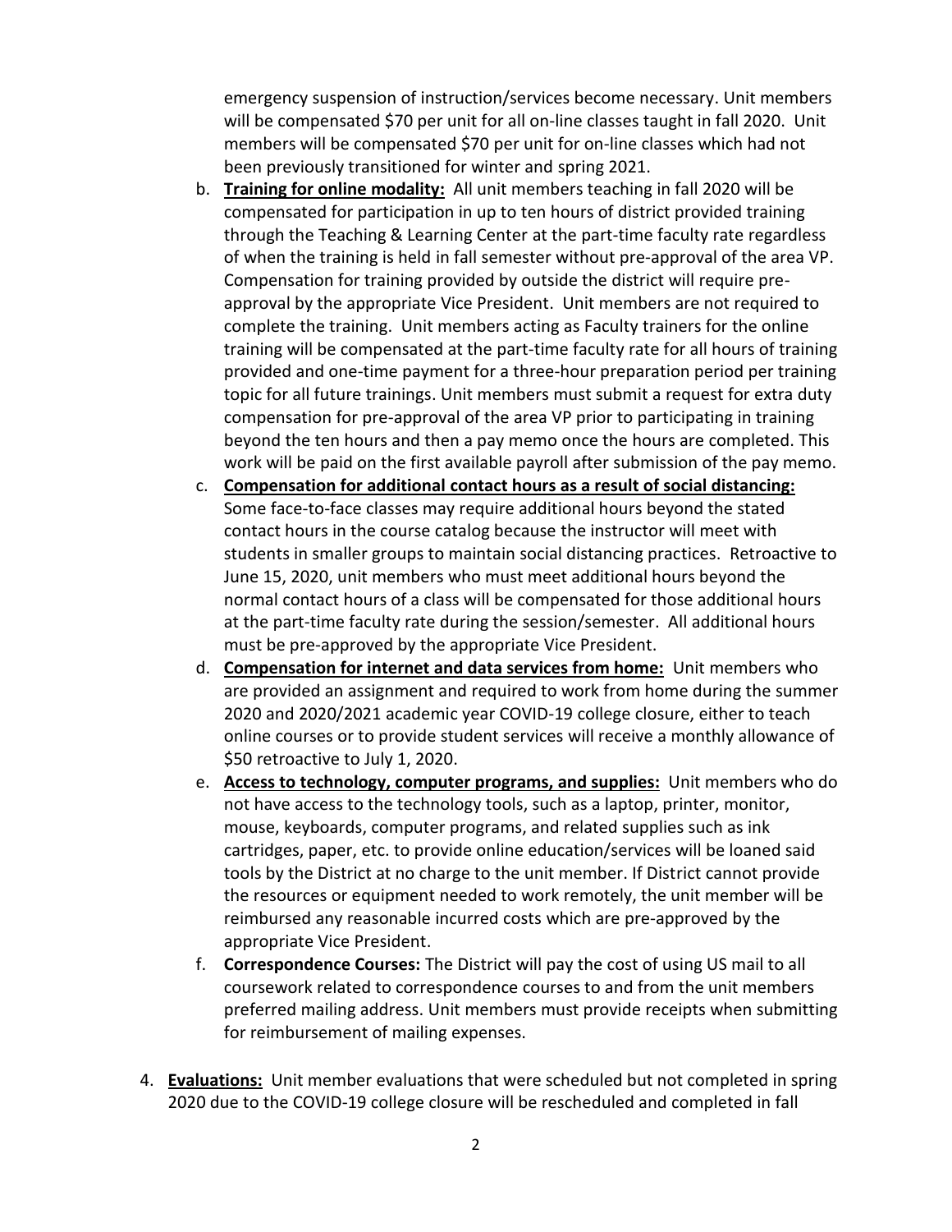emergency suspension of instruction/services become necessary. Unit members will be compensated $70 per unit for all on-line classes taught in fall 2020. Unit members will be compensated $70 per unit for on-line classes which had not been previously transitioned for winter and spring 2021.

b. **Training for online modality:** All unit members teaching in fall 2020 will be compensated for participation in up to ten hours of district provided training through the Teaching & Learning Center at the part-time faculty rate regardless of when the training is held in fall semester without pre-approval of the area VP. Compensation for training provided by outside the district will require pre-approval by the appropriate Vice President. Unit members are not required to complete the training. Unit members acting as Faculty trainers for the online training will be compensated at the part-time faculty rate for all hours of training provided and one-time payment for a three-hour preparation period per training topic for all future trainings. Unit members must submit a request for extra duty compensation for pre-approval of the area VP prior to participating in training beyond the ten hours and then a pay memo once the hours are completed. This work will be paid on the first available payroll after submission of the pay memo.

c. **Compensation for additional contact hours as a result of social distancing:** Some face-to-face classes may require additional hours beyond the stated contact hours in the course catalog because the instructor will meet with students in smaller groups to maintain social distancing practices. Retroactive to June 15, 2020, unit members who must meet additional hours beyond the normal contact hours of a class will be compensated for those additional hours at the part-time faculty rate during the session/semester. All additional hours must be pre-approved by the appropriate Vice President.

d. **Compensation for internet and data services from home:** Unit members who are provided an assignment and required to work from home during the summer 2020 and 2020/2021 academic year COVID-19 college closure, either to teach online courses or to provide student services will receive a monthly allowance of $50 retroactive to July 1, 2020.

e. **Access to technology, computer programs, and supplies:** Unit members who do not have access to the technology tools, such as a laptop, printer, monitor, mouse, keyboards, computer programs, and related supplies such as ink cartridges, paper, etc. to provide online education/services will be loaned said tools by the District at no charge to the unit member. If District cannot provide the resources or equipment needed to work remotely, the unit member will be reimbursed any reasonable incurred costs which are pre-approved by the appropriate Vice President.

f. **Correspondence Courses:** The District will pay the cost of using US mail to all coursework related to correspondence courses to and from the unit members preferred mailing address. Unit members must provide receipts when submitting for reimbursement of mailing expenses.

4. **Evaluations:** Unit member evaluations that were scheduled but not completed in spring 2020 due to the COVID-19 college closure will be rescheduled and completed in fall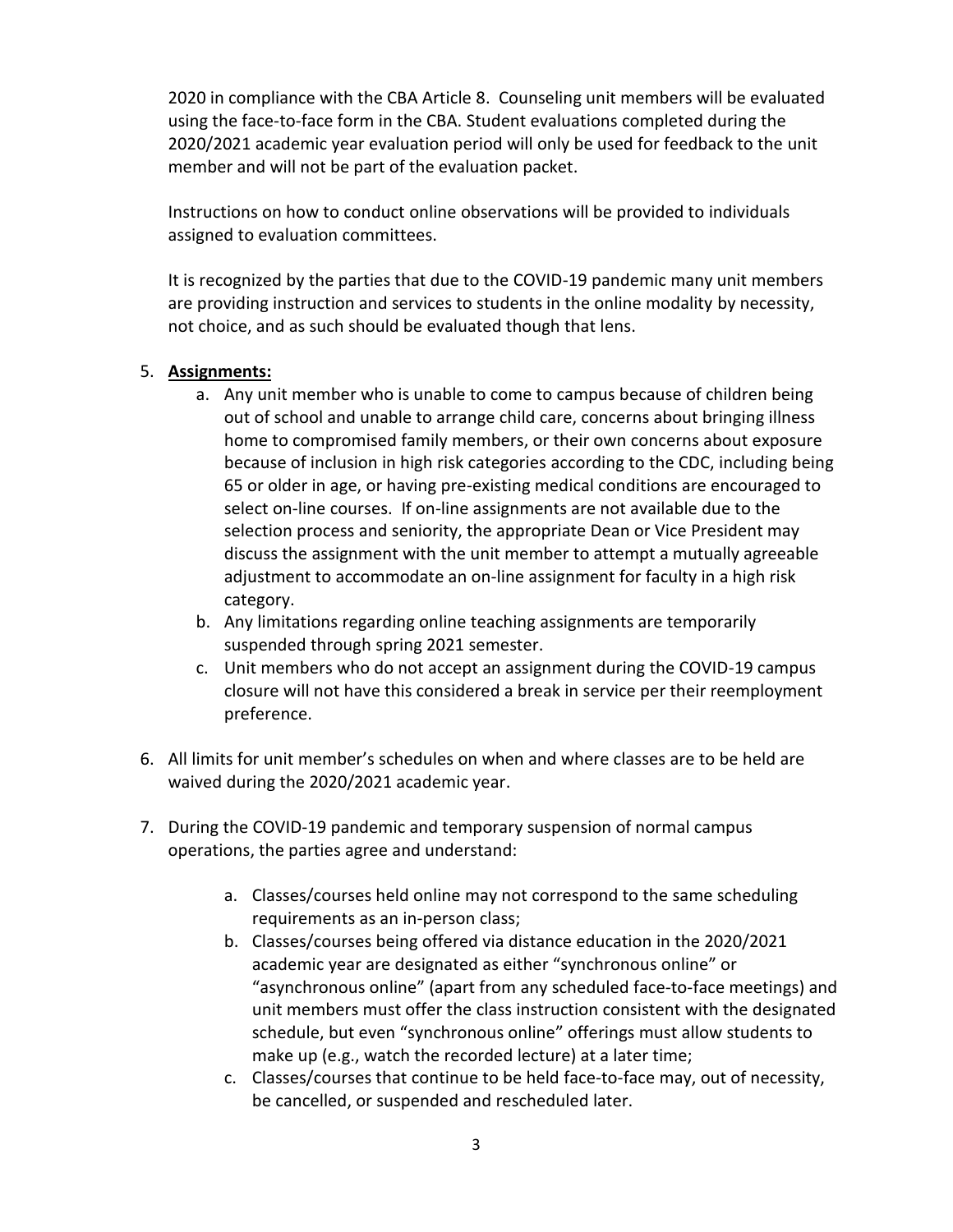2020 in compliance with the CBA Article 8. Counseling unit members will be evaluated using the face-to-face form in the CBA. Student evaluations completed during the 2020/2021 academic year evaluation period will only be used for feedback to the unit member and will not be part of the evaluation packet.

Instructions on how to conduct online observations will be provided to individuals assigned to evaluation committees.

It is recognized by the parties that due to the COVID-19 pandemic many unit members are providing instruction and services to students in the online modality by necessity, not choice, and as such should be evaluated though that lens.

5. **Assignments:**
   a. Any unit member who is unable to come to campus because of children being out of school and unable to arrange child care, concerns about bringing illness home to compromised family members, or their own concerns about exposure because of inclusion in high risk categories according to the CDC, including being 65 or older in age, or having pre-existing medical conditions are encouraged to select on-line courses. If on-line assignments are not available due to the selection process and seniority, the appropriate Dean or Vice President may discuss the assignment with the unit member to attempt a mutually agreeable adjustment to accommodate an on-line assignment for faculty in a high risk category.
   b. Any limitations regarding online teaching assignments are temporarily suspended through spring 2021 semester.
   c. Unit members who do not accept an assignment during the COVID-19 campus closure will not have this considered a break in service per their reemployment preference.

6. All limits for unit member's schedules on when and where classes are to be held are waived during the 2020/2021 academic year.

7. During the COVID-19 pandemic and temporary suspension of normal campus operations, the parties agree and understand:
   a. Classes/courses held online may not correspond to the same scheduling requirements as an in-person class;
   b. Classes/courses being offered via distance education in the 2020/2021 academic year are designated as either "synchronous online" or "asynchronous online" (apart from any scheduled face-to-face meetings) and unit members must offer the class instruction consistent with the designated schedule, but even "synchronous online" offerings must allow students to make up (e.g., watch the recorded lecture) at a later time;
   c. Classes/courses that continue to be held face-to-face may, out of necessity, be cancelled, or suspended and rescheduled later.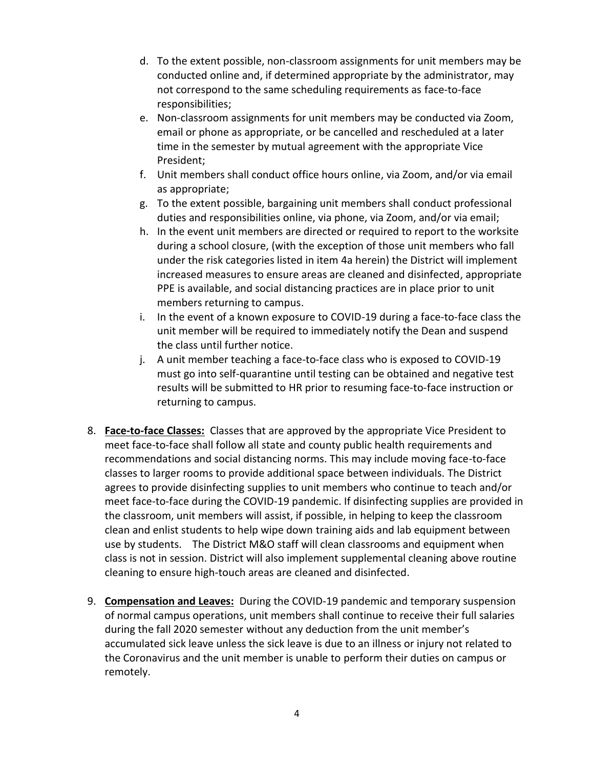d. To the extent possible, non-classroom assignments for unit members may be conducted online and, if determined appropriate by the administrator, may not correspond to the same scheduling requirements as face-to-face responsibilities;
e. Non-classroom assignments for unit members may be conducted via Zoom, email or phone as appropriate, or be cancelled and rescheduled at a later time in the semester by mutual agreement with the appropriate Vice President;
f. Unit members shall conduct office hours online, via Zoom, and/or via email as appropriate;
g. To the extent possible, bargaining unit members shall conduct professional duties and responsibilities online, via phone, via Zoom, and/or via email;
h. In the event unit members are directed or required to report to the worksite during a school closure, (with the exception of those unit members who fall under the risk categories listed in item 4a herein) the District will implement increased measures to ensure areas are cleaned and disinfected, appropriate PPE is available, and social distancing practices are in place prior to unit members returning to campus.
i. In the event of a known exposure to COVID-19 during a face-to-face class the unit member will be required to immediately notify the Dean and suspend the class until further notice.
j. A unit member teaching a face-to-face class who is exposed to COVID-19 must go into self-quarantine until testing can be obtained and negative test results will be submitted to HR prior to resuming face-to-face instruction or returning to campus.

8. **Face-to-face Classes:** Classes that are approved by the appropriate Vice President to meet face-to-face shall follow all state and county public health requirements and recommendations and social distancing norms. This may include moving face-to-face classes to larger rooms to provide additional space between individuals. The District agrees to provide disinfecting supplies to unit members who continue to teach and/or meet face-to-face during the COVID-19 pandemic. If disinfecting supplies are provided in the classroom, unit members will assist, if possible, in helping to keep the classroom clean and enlist students to help wipe down training aids and lab equipment between use by students. The District M&O staff will clean classrooms and equipment when class is not in session. District will also implement supplemental cleaning above routine cleaning to ensure high-touch areas are cleaned and disinfected.

9. **Compensation and Leaves:** During the COVID-19 pandemic and temporary suspension of normal campus operations, unit members shall continue to receive their full salaries during the fall 2020 semester without any deduction from the unit member's accumulated sick leave unless the sick leave is due to an illness or injury not related to the Coronavirus and the unit member is unable to perform their duties on campus or remotely.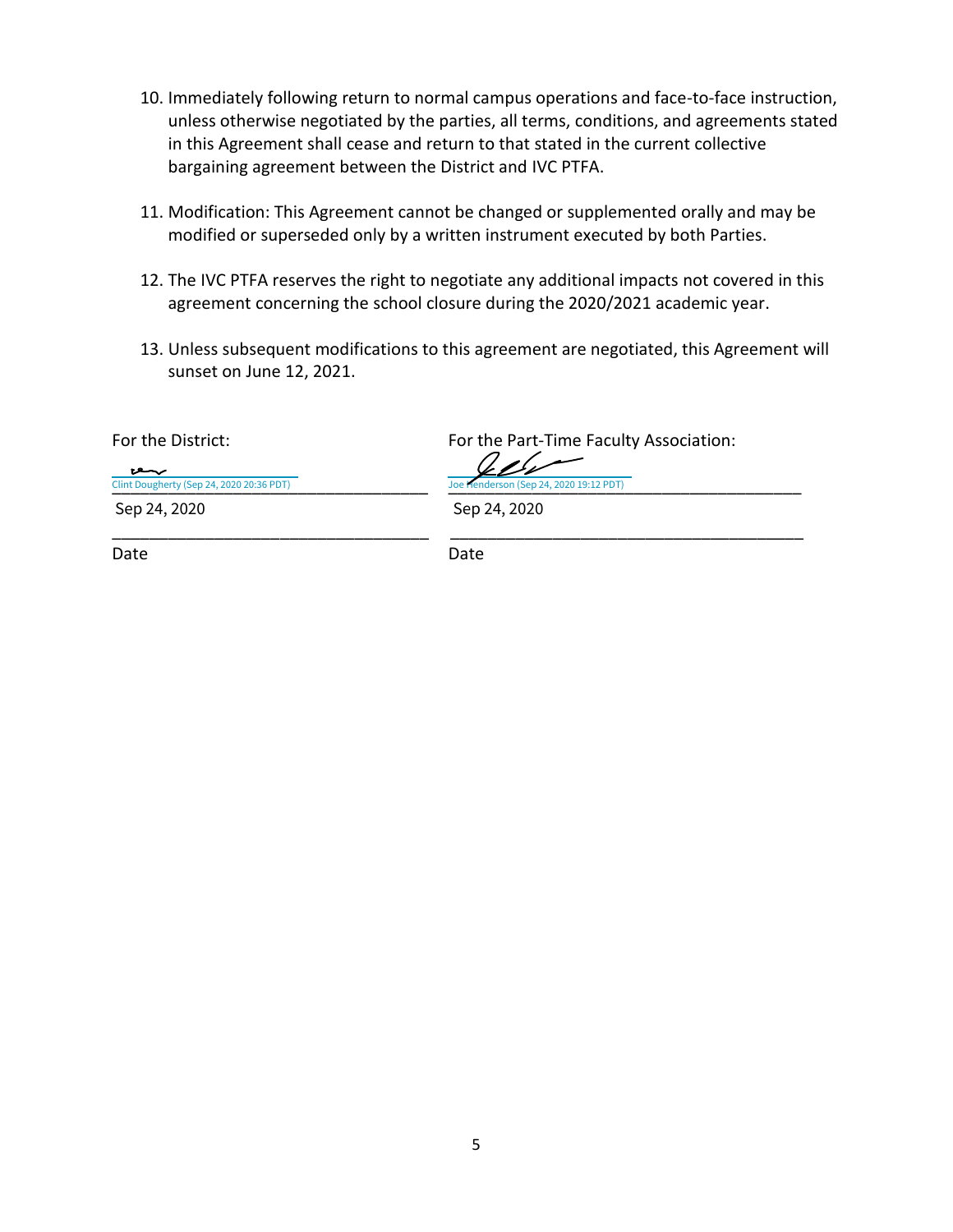10. Immediately following return to normal campus operations and face-to-face instruction, unless otherwise negotiated by the parties, all terms, conditions, and agreements stated in this Agreement shall cease and return to that stated in the current collective bargaining agreement between the District and IVC PTFA.

11. Modification: This Agreement cannot be changed or supplemented orally and may be modified or superseded only by a written instrument executed by both Parties.

12. The IVC PTFA reserves the right to negotiate any additional impacts not covered in this agreement concerning the school closure during the 2020/2021 academic year.

13. Unless subsequent modifications to this agreement are negotiated, this Agreement will sunset on June 12, 2021.

| For the District: | For the Part-Time Faculty Association: |
| --- | --- |
| Clint Dougherty (Sep 24, 2020 20:36 PDT) | Joe Henderson (Sep 24, 2020 19:12 PDT) |
| Sep 24, 2020 | Sep 24, 2020 |
| Date | Date |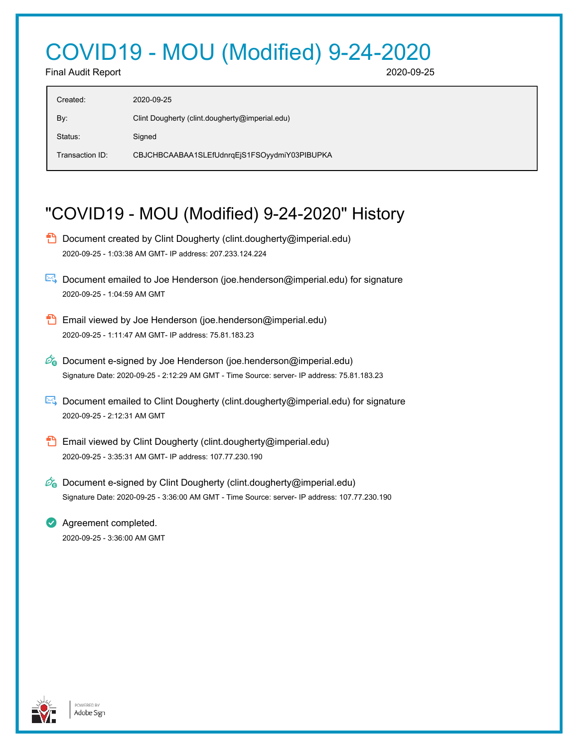# COVID19 - MOU (Modified) 9-24-2020

Final Audit Report 2020-09-25

| | |
|---|---|
| Created: | 2020-09-25 |
| By: | Clint Dougherty (clint.dougherty@imperial.edu) |
| Status: | Signed |
| Transaction ID: | CBJCHBCAABAA1SLEfUdnrqEjS1FSOyydmiY03PIBUPKA |

## "COVID19 - MOU (Modified) 9-24-2020" History

- Document created by Clint Dougherty (clint.dougherty@imperial.edu)
  2020-09-25 - 1:03:38 AM GMT- IP address: 207.233.124.224

- Document emailed to Joe Henderson (joe.henderson@imperial.edu) for signature
  2020-09-25 - 1:04:59 AM GMT

- Email viewed by Joe Henderson (joe.henderson@imperial.edu)
  2020-09-25 - 1:11:47 AM GMT- IP address: 75.81.183.23

- Document e-signed by Joe Henderson (joe.henderson@imperial.edu)
  Signature Date: 2020-09-25 - 2:12:29 AM GMT - Time Source: server- IP address: 75.81.183.23

- Document emailed to Clint Dougherty (clint.dougherty@imperial.edu) for signature
  2020-09-25 - 2:12:31 AM GMT

- Email viewed by Clint Dougherty (clint.dougherty@imperial.edu)
  2020-09-25 - 3:35:31 AM GMT- IP address: 107.77.230.190

- Document e-signed by Clint Dougherty (clint.dougherty@imperial.edu)
  Signature Date: 2020-09-25 - 3:36:00 AM GMT - Time Source: server- IP address: 107.77.230.190

- Agreement completed.
  2020-09-25 - 3:36:00 AM GMT

POWERED BY
Adobe Sign